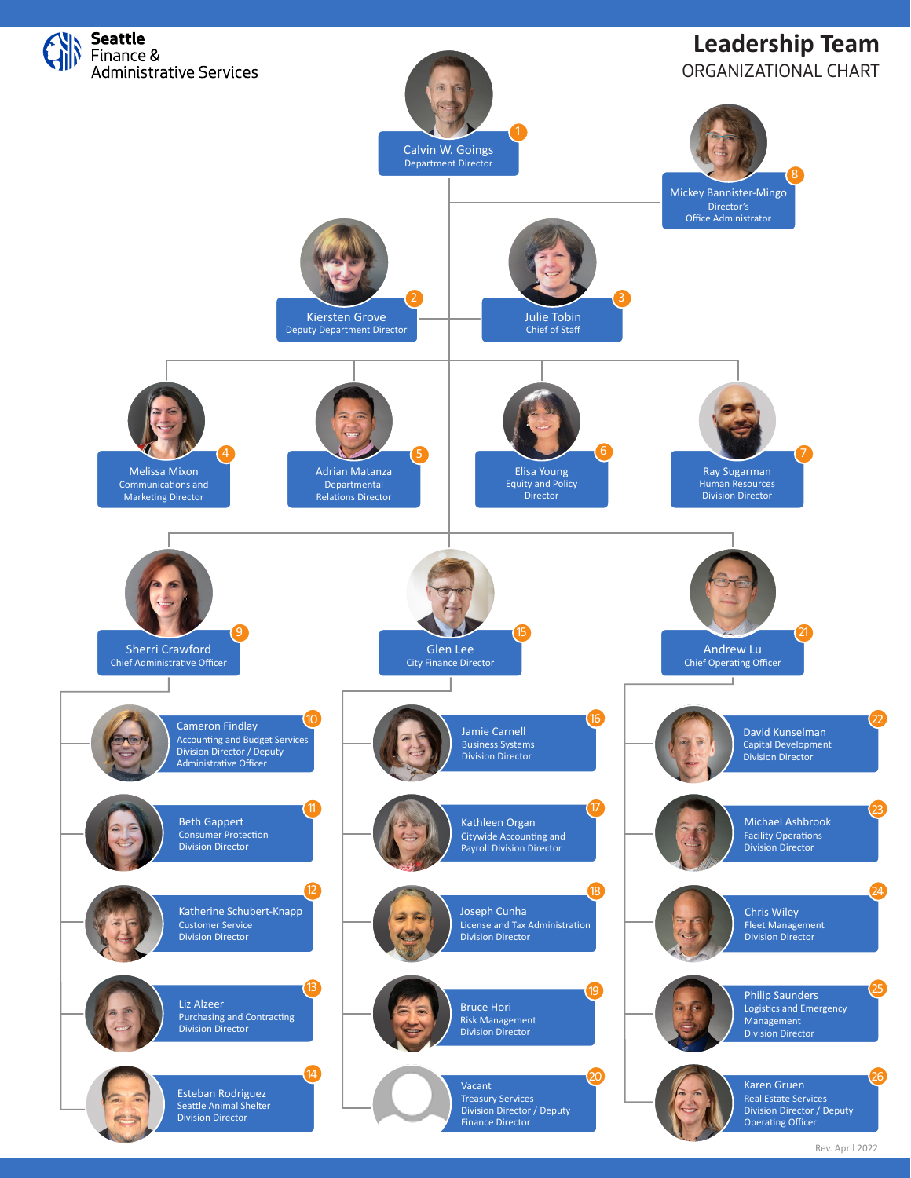Seattle Finance & Administrative Services

# Leadership Team

## ORGANIZATIONAL CHART

1. **Calvin W. Goings** — Department Director
8. **Mickey Bannister-Mingo** — Director's Office Administrator
2. **Kiersten Grove** — Deputy Department Director
3. **Julie Tobin** — Chief of Staff
4. **Melissa Mixon** — Communications and Marketing Director
5. **Adrian Matanza** — Departmental Relations Director
6. **Elisa Young** — Equity and Policy Director
7. **Ray Sugarman** — Human Resources Division Director

### 9. Sherri Crawford — Chief Administrative Officer

10. **Cameron Findlay** — Accounting and Budget Services Division Director / Deputy Administrative Officer
11. **Beth Gappert** — Consumer Protection Division Director
12. **Katherine Schubert-Knapp** — Customer Service Division Director
13. **Liz Alzeer** — Purchasing and Contracting Division Director
14. **Esteban Rodriguez** — Seattle Animal Shelter Division Director

### 15. Glen Lee — City Finance Director

16. **Jamie Carnell** — Business Systems Division Director
17. **Kathleen Organ** — Citywide Accounting and Payroll Division Director
18. **Joseph Cunha** — License and Tax Administration Division Director
19. **Bruce Hori** — Risk Management Division Director
20. **Vacant** — Treasury Services Division Director / Deputy Finance Director

### 21. Andrew Lu — Chief Operating Officer

22. **David Kunselman** — Capital Development Division Director
23. **Michael Ashbrook** — Facility Operations Division Director
24. **Chris Wiley** — Fleet Management Division Director
25. **Philip Saunders** — Logistics and Emergency Management Division Director
26. **Karen Gruen** — Real Estate Services Division Director / Deputy Operating Officer

Rev. April 2022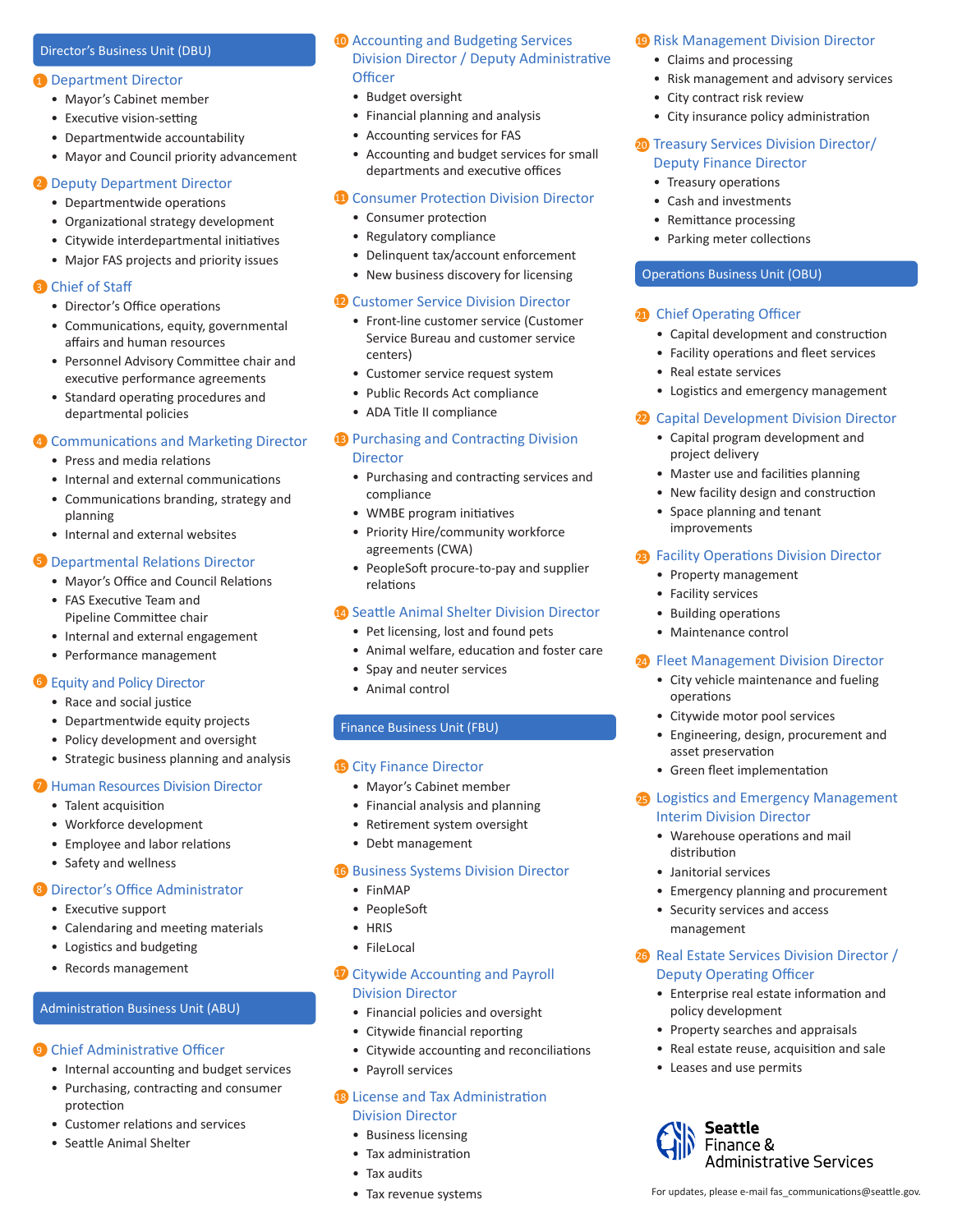## Director's Business Unit (DBU)

### 1 Department Director
- Mayor's Cabinet member
- Executive vision-setting
- Departmentwide accountability
- Mayor and Council priority advancement

### 2 Deputy Department Director
- Departmentwide operations
- Organizational strategy development
- Citywide interdepartmental initiatives
- Major FAS projects and priority issues

### 3 Chief of Staff
- Director's Office operations
- Communications, equity, governmental affairs and human resources
- Personnel Advisory Committee chair and executive performance agreements
- Standard operating procedures and departmental policies

### 4 Communications and Marketing Director
- Press and media relations
- Internal and external communications
- Communications branding, strategy and planning
- Internal and external websites

### 5 Departmental Relations Director
- Mayor's Office and Council Relations
- FAS Executive Team and Pipeline Committee chair
- Internal and external engagement
- Performance management

### 6 Equity and Policy Director
- Race and social justice
- Departmentwide equity projects
- Policy development and oversight
- Strategic business planning and analysis

### 7 Human Resources Division Director
- Talent acquisition
- Workforce development
- Employee and labor relations
- Safety and wellness

### 8 Director's Office Administrator
- Executive support
- Calendaring and meeting materials
- Logistics and budgeting
- Records management

## Administration Business Unit (ABU)

### 9 Chief Administrative Officer
- Internal accounting and budget services
- Purchasing, contracting and consumer protection
- Customer relations and services
- Seattle Animal Shelter

### 10 Accounting and Budgeting Services Division Director / Deputy Administrative Officer
- Budget oversight
- Financial planning and analysis
- Accounting services for FAS
- Accounting and budget services for small departments and executive offices

### 11 Consumer Protection Division Director
- Consumer protection
- Regulatory compliance
- Delinquent tax/account enforcement
- New business discovery for licensing

### 12 Customer Service Division Director
- Front-line customer service (Customer Service Bureau and customer service centers)
- Customer service request system
- Public Records Act compliance
- ADA Title II compliance

### 13 Purchasing and Contracting Division Director
- Purchasing and contracting services and compliance
- WMBE program initiatives
- Priority Hire/community workforce agreements (CWA)
- PeopleSoft procure-to-pay and supplier relations

### 14 Seattle Animal Shelter Division Director
- Pet licensing, lost and found pets
- Animal welfare, education and foster care
- Spay and neuter services
- Animal control

## Finance Business Unit (FBU)

### 15 City Finance Director
- Mayor's Cabinet member
- Financial analysis and planning
- Retirement system oversight
- Debt management

### 16 Business Systems Division Director
- FinMAP
- PeopleSoft
- HRIS
- FileLocal

### 17 Citywide Accounting and Payroll Division Director
- Financial policies and oversight
- Citywide financial reporting
- Citywide accounting and reconciliations
- Payroll services

### 18 License and Tax Administration Division Director
- Business licensing
- Tax administration
- Tax audits
- Tax revenue systems

### 19 Risk Management Division Director
- Claims and processing
- Risk management and advisory services
- City contract risk review
- City insurance policy administration

### 20 Treasury Services Division Director/ Deputy Finance Director
- Treasury operations
- Cash and investments
- Remittance processing
- Parking meter collections

## Operations Business Unit (OBU)

### 21 Chief Operating Officer
- Capital development and construction
- Facility operations and fleet services
- Real estate services
- Logistics and emergency management

### 22 Capital Development Division Director
- Capital program development and project delivery
- Master use and facilities planning
- New facility design and construction
- Space planning and tenant improvements

### 23 Facility Operations Division Director
- Property management
- Facility services
- Building operations
- Maintenance control

### 24 Fleet Management Division Director
- City vehicle maintenance and fueling operations
- Citywide motor pool services
- Engineering, design, procurement and asset preservation
- Green fleet implementation

### 25 Logistics and Emergency Management Interim Division Director
- Warehouse operations and mail distribution
- Janitorial services
- Emergency planning and procurement
- Security services and access management

### 26 Real Estate Services Division Director / Deputy Operating Officer
- Enterprise real estate information and policy development
- Property searches and appraisals
- Real estate reuse, acquisition and sale
- Leases and use permits

Seattle Finance & Administrative Services

For updates, please e-mail fas_communications@seattle.gov.